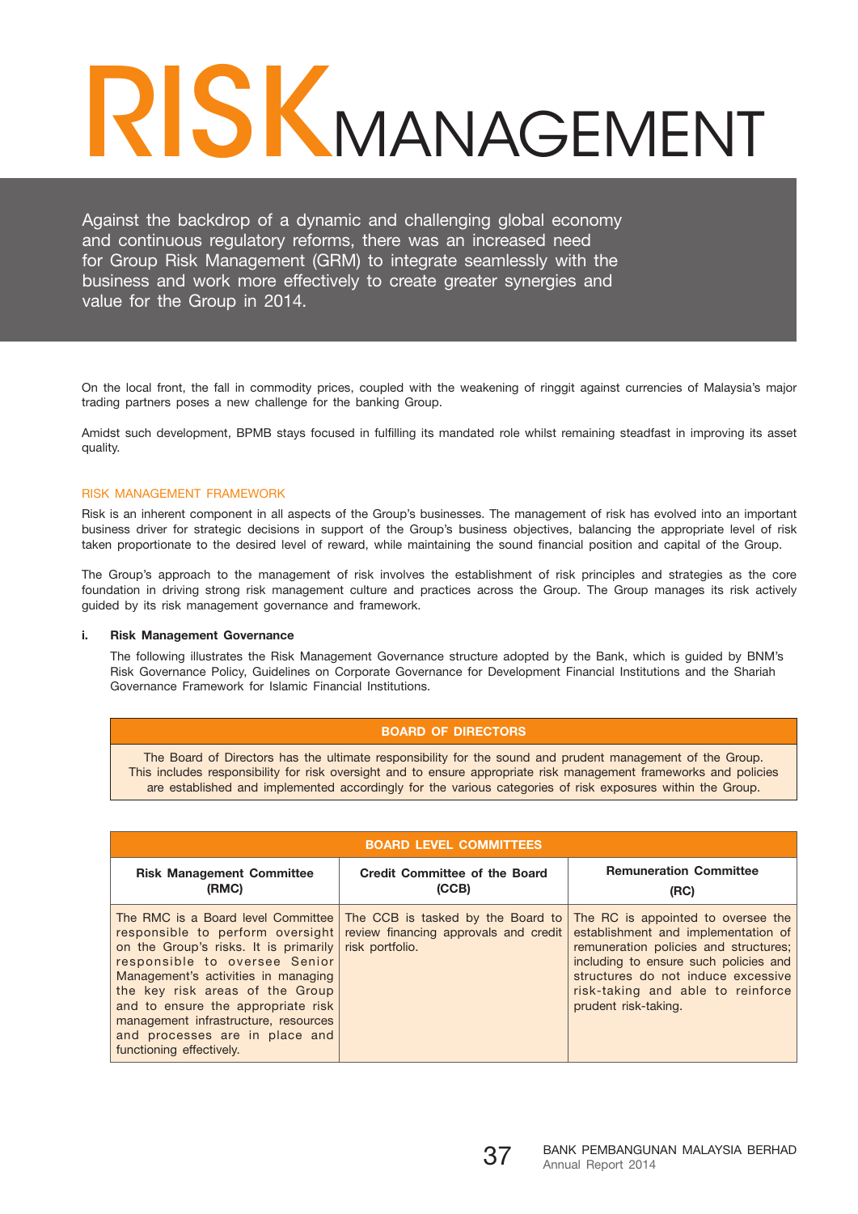# RISK MANAGEMENT

Against the backdrop of a dynamic and challenging global economy and continuous regulatory reforms, there was an increased need for Group Risk Management (GRM) to integrate seamlessly with the business and work more effectively to create greater synergies and value for the Group in 2014.

On the local front, the fall in commodity prices, coupled with the weakening of ringgit against currencies of Malaysia's major trading partners poses a new challenge for the banking Group.

Amidst such development, BPMB stays focused in fulfilling its mandated role whilst remaining steadfast in improving its asset quality.

## RISK MANAGEMENT FRAMEWORK

Risk is an inherent component in all aspects of the Group's businesses. The management of risk has evolved into an important business driver for strategic decisions in support of the Group's business objectives, balancing the appropriate level of risk taken proportionate to the desired level of reward, while maintaining the sound financial position and capital of the Group.

The Group's approach to the management of risk involves the establishment of risk principles and strategies as the core foundation in driving strong risk management culture and practices across the Group. The Group manages its risk actively guided by its risk management governance and framework.

### i. Risk Management Governance

The following illustrates the Risk Management Governance structure adopted by the Bank, which is guided by BNM's Risk Governance Policy, Guidelines on Corporate Governance for Development Financial Institutions and the Shariah Governance Framework for Islamic Financial Institutions.

| BOARD OF DIRECTORS |
|---|
| The Board of Directors has the ultimate responsibility for the sound and prudent management of the Group. This includes responsibility for risk oversight and to ensure appropriate risk management frameworks and policies are established and implemented accordingly for the various categories of risk exposures within the Group. |

| BOARD LEVEL COMMITTEES | | |
|---|---|---|
| **Risk Management Committee (RMC)** | **Credit Committee of the Board (CCB)** | **Remuneration Committee (RC)** |
| The RMC is a Board level Committee responsible to perform oversight on the Group's risks. It is primarily responsible to oversee Senior Management's activities in managing the key risk areas of the Group and to ensure the appropriate risk management infrastructure, resources and processes are in place and functioning effectively. | The CCB is tasked by the Board to review financing approvals and credit risk portfolio. | The RC is appointed to oversee the establishment and implementation of remuneration policies and structures; including to ensure such policies and structures do not induce excessive risk-taking and able to reinforce prudent risk-taking. |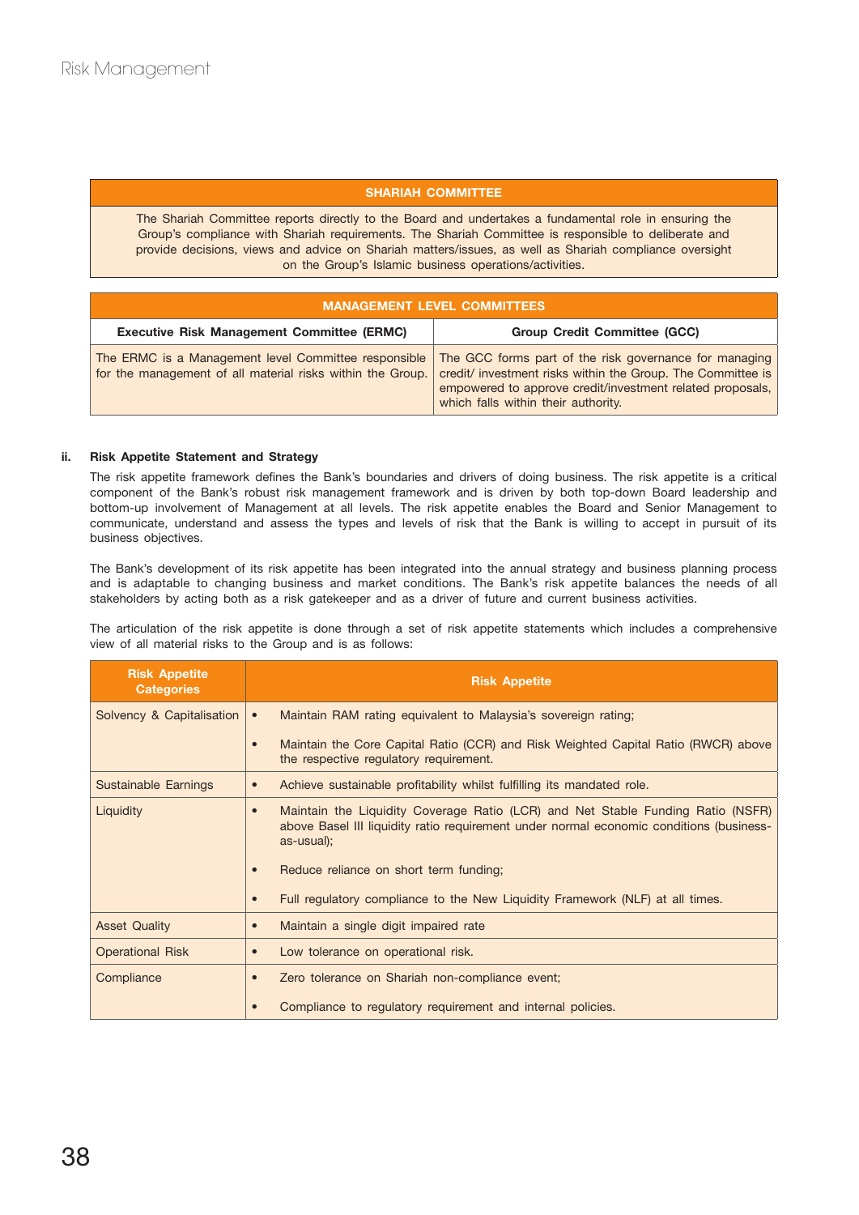| SHARIAH COMMITTEE |
|---|
| The Shariah Committee reports directly to the Board and undertakes a fundamental role in ensuring the Group's compliance with Shariah requirements. The Shariah Committee is responsible to deliberate and provide decisions, views and advice on Shariah matters/issues, as well as Shariah compliance oversight on the Group's Islamic business operations/activities. |

| MANAGEMENT LEVEL COMMITTEES | |
|---|---|
| **Executive Risk Management Committee (ERMC)** | **Group Credit Committee (GCC)** |
| The ERMC is a Management level Committee responsible for the management of all material risks within the Group. | The GCC forms part of the risk governance for managing credit/ investment risks within the Group. The Committee is empowered to approve credit/investment related proposals, which falls within their authority. |

### ii. Risk Appetite Statement and Strategy

The risk appetite framework defines the Bank's boundaries and drivers of doing business. The risk appetite is a critical component of the Bank's robust risk management framework and is driven by both top-down Board leadership and bottom-up involvement of Management at all levels. The risk appetite enables the Board and Senior Management to communicate, understand and assess the types and levels of risk that the Bank is willing to accept in pursuit of its business objectives.

The Bank's development of its risk appetite has been integrated into the annual strategy and business planning process and is adaptable to changing business and market conditions. The Bank's risk appetite balances the needs of all stakeholders by acting both as a risk gatekeeper and as a driver of future and current business activities.

The articulation of the risk appetite is done through a set of risk appetite statements which includes a comprehensive view of all material risks to the Group and is as follows:

| Risk Appetite Categories | Risk Appetite |
|---|---|
| Solvency & Capitalisation | • Maintain RAM rating equivalent to Malaysia's sovereign rating;<br>• Maintain the Core Capital Ratio (CCR) and Risk Weighted Capital Ratio (RWCR) above the respective regulatory requirement. |
| Sustainable Earnings | • Achieve sustainable profitability whilst fulfilling its mandated role. |
| Liquidity | • Maintain the Liquidity Coverage Ratio (LCR) and Net Stable Funding Ratio (NSFR) above Basel III liquidity ratio requirement under normal economic conditions (business-as-usual);<br>• Reduce reliance on short term funding;<br>• Full regulatory compliance to the New Liquidity Framework (NLF) at all times. |
| Asset Quality | • Maintain a single digit impaired rate |
| Operational Risk | • Low tolerance on operational risk. |
| Compliance | • Zero tolerance on Shariah non-compliance event;<br>• Compliance to regulatory requirement and internal policies. |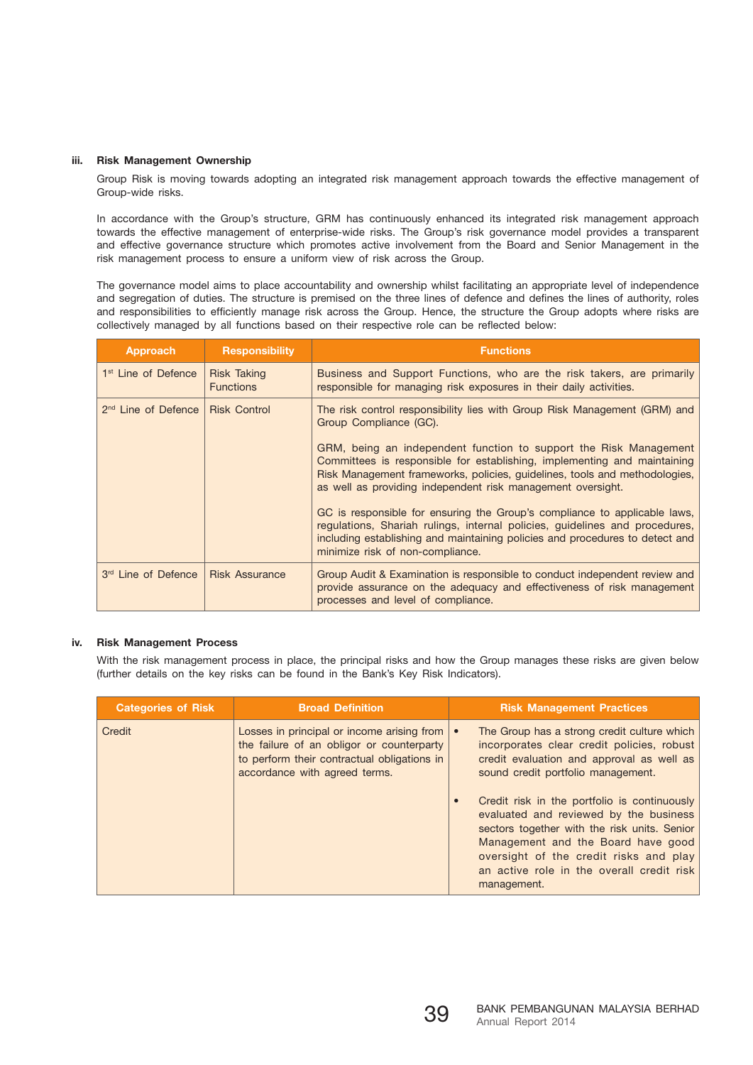### iii. Risk Management Ownership

Group Risk is moving towards adopting an integrated risk management approach towards the effective management of Group-wide risks.

In accordance with the Group's structure, GRM has continuously enhanced its integrated risk management approach towards the effective management of enterprise-wide risks. The Group's risk governance model provides a transparent and effective governance structure which promotes active involvement from the Board and Senior Management in the risk management process to ensure a uniform view of risk across the Group.

The governance model aims to place accountability and ownership whilst facilitating an appropriate level of independence and segregation of duties. The structure is premised on the three lines of defence and defines the lines of authority, roles and responsibilities to efficiently manage risk across the Group. Hence, the structure the Group adopts where risks are collectively managed by all functions based on their respective role can be reflected below:

| Approach | Responsibility | Functions |
|---|---|---|
| 1st Line of Defence | Risk Taking Functions | Business and Support Functions, who are the risk takers, are primarily responsible for managing risk exposures in their daily activities. |
| 2nd Line of Defence | Risk Control | The risk control responsibility lies with Group Risk Management (GRM) and Group Compliance (GC).<br><br>GRM, being an independent function to support the Risk Management Committees is responsible for establishing, implementing and maintaining Risk Management frameworks, policies, guidelines, tools and methodologies, as well as providing independent risk management oversight.<br><br>GC is responsible for ensuring the Group's compliance to applicable laws, regulations, Shariah rulings, internal policies, guidelines and procedures, including establishing and maintaining policies and procedures to detect and minimize risk of non-compliance. |
| 3rd Line of Defence | Risk Assurance | Group Audit & Examination is responsible to conduct independent review and provide assurance on the adequacy and effectiveness of risk management processes and level of compliance. |

### iv. Risk Management Process

With the risk management process in place, the principal risks and how the Group manages these risks are given below (further details on the key risks can be found in the Bank's Key Risk Indicators).

| Categories of Risk | Broad Definition | Risk Management Practices |
|---|---|---|
| Credit | Losses in principal or income arising from the failure of an obligor or counterparty to perform their contractual obligations in accordance with agreed terms. | • The Group has a strong credit culture which incorporates clear credit policies, robust credit evaluation and approval as well as sound credit portfolio management.<br><br>• Credit risk in the portfolio is continuously evaluated and reviewed by the business sectors together with the risk units. Senior Management and the Board have good oversight of the credit risks and play an active role in the overall credit risk management. |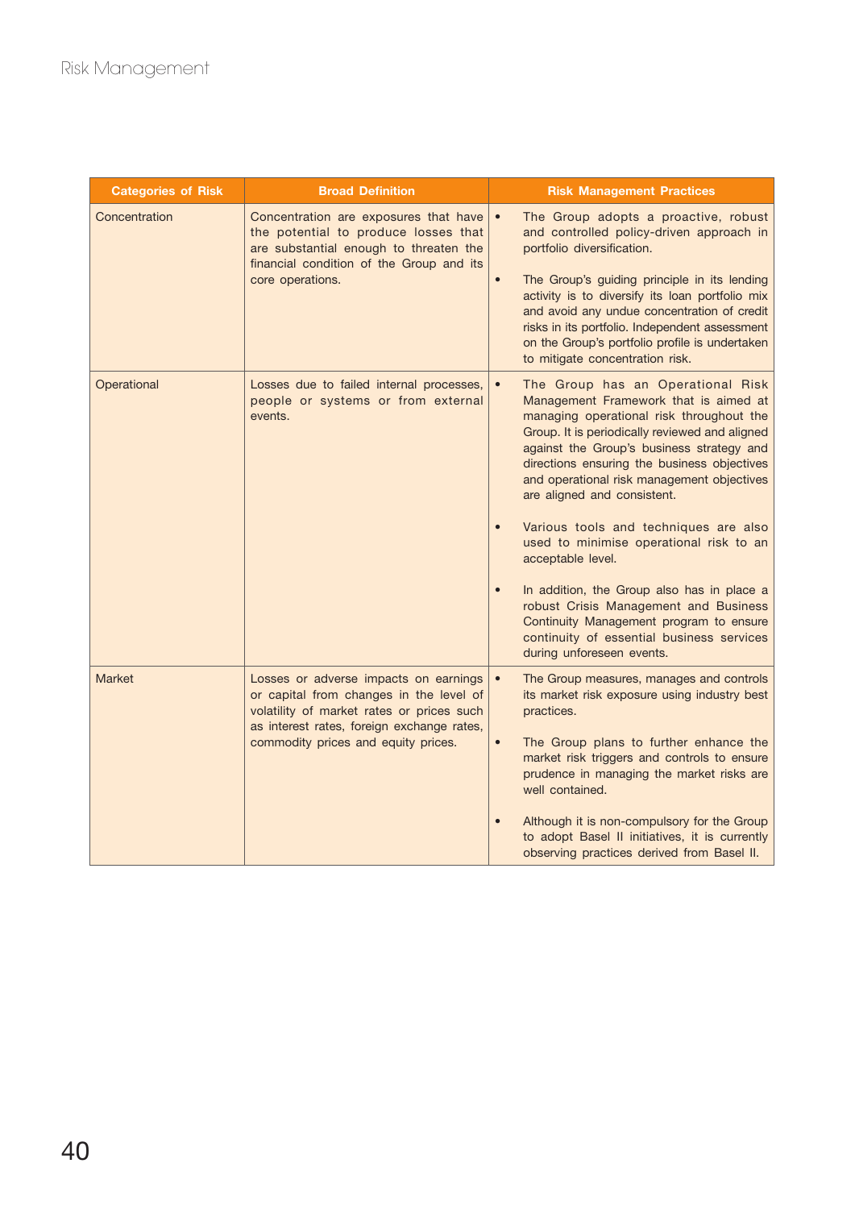| Categories of Risk | Broad Definition | Risk Management Practices |
|---|---|---|
| Concentration | Concentration are exposures that have the potential to produce losses that are substantial enough to threaten the financial condition of the Group and its core operations. | • The Group adopts a proactive, robust and controlled policy-driven approach in portfolio diversification.<br><br>• The Group's guiding principle in its lending activity is to diversify its loan portfolio mix and avoid any undue concentration of credit risks in its portfolio. Independent assessment on the Group's portfolio profile is undertaken to mitigate concentration risk. |
| Operational | Losses due to failed internal processes, people or systems or from external events. | • The Group has an Operational Risk Management Framework that is aimed at managing operational risk throughout the Group. It is periodically reviewed and aligned against the Group's business strategy and directions ensuring the business objectives and operational risk management objectives are aligned and consistent.<br><br>• Various tools and techniques are also used to minimise operational risk to an acceptable level.<br><br>• In addition, the Group also has in place a robust Crisis Management and Business Continuity Management program to ensure continuity of essential business services during unforeseen events. |
| Market | Losses or adverse impacts on earnings or capital from changes in the level of volatility of market rates or prices such as interest rates, foreign exchange rates, commodity prices and equity prices. | • The Group measures, manages and controls its market risk exposure using industry best practices.<br><br>• The Group plans to further enhance the market risk triggers and controls to ensure prudence in managing the market risks are well contained.<br><br>• Although it is non-compulsory for the Group to adopt Basel II initiatives, it is currently observing practices derived from Basel II. |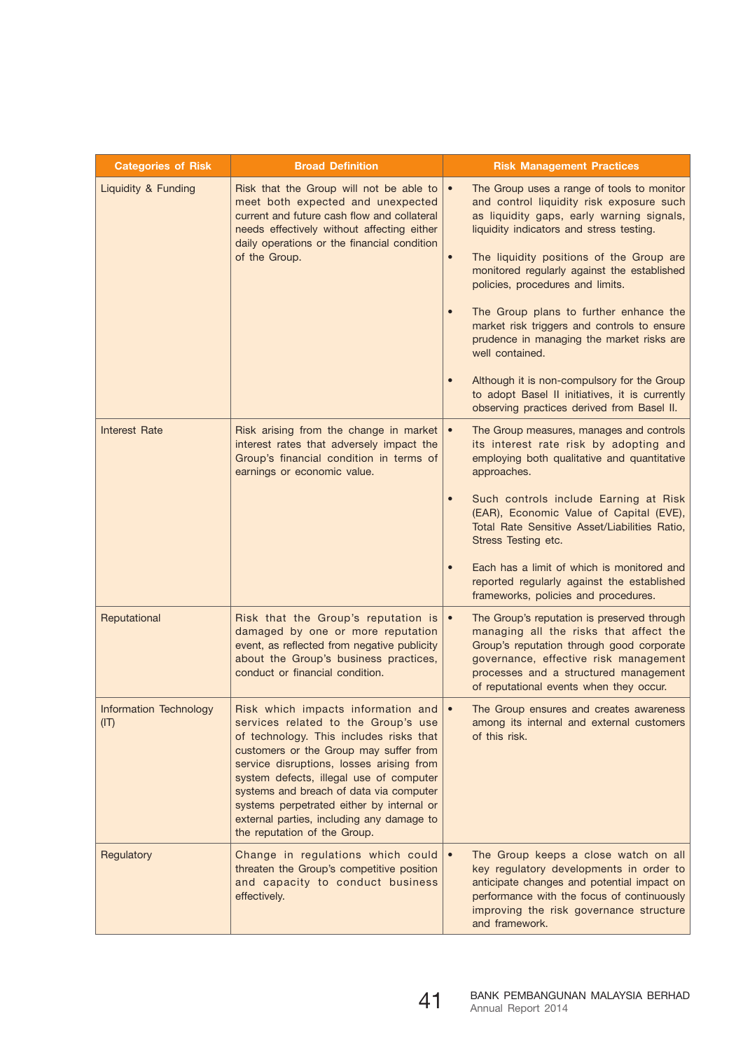| Categories of Risk | Broad Definition | Risk Management Practices |
|---|---|---|
| Liquidity & Funding | Risk that the Group will not be able to meet both expected and unexpected current and future cash flow and collateral needs effectively without affecting either daily operations or the financial condition of the Group. | • The Group uses a range of tools to monitor and control liquidity risk exposure such as liquidity gaps, early warning signals, liquidity indicators and stress testing.<br><br>• The liquidity positions of the Group are monitored regularly against the established policies, procedures and limits.<br><br>• The Group plans to further enhance the market risk triggers and controls to ensure prudence in managing the market risks are well contained.<br><br>• Although it is non-compulsory for the Group to adopt Basel II initiatives, it is currently observing practices derived from Basel II. |
| Interest Rate | Risk arising from the change in market interest rates that adversely impact the Group's financial condition in terms of earnings or economic value. | • The Group measures, manages and controls its interest rate risk by adopting and employing both qualitative and quantitative approaches.<br><br>• Such controls include Earning at Risk (EAR), Economic Value of Capital (EVE), Total Rate Sensitive Asset/Liabilities Ratio, Stress Testing etc.<br><br>• Each has a limit of which is monitored and reported regularly against the established frameworks, policies and procedures. |
| Reputational | Risk that the Group's reputation is damaged by one or more reputation event, as reflected from negative publicity about the Group's business practices, conduct or financial condition. | • The Group's reputation is preserved through managing all the risks that affect the Group's reputation through good corporate governance, effective risk management processes and a structured management of reputational events when they occur. |
| Information Technology (IT) | Risk which impacts information and services related to the Group's use of technology. This includes risks that customers or the Group may suffer from service disruptions, losses arising from system defects, illegal use of computer systems and breach of data via computer systems perpetrated either by internal or external parties, including any damage to the reputation of the Group. | • The Group ensures and creates awareness among its internal and external customers of this risk. |
| Regulatory | Change in regulations which could threaten the Group's competitive position and capacity to conduct business effectively. | • The Group keeps a close watch on all key regulatory developments in order to anticipate changes and potential impact on performance with the focus of continuously improving the risk governance structure and framework. |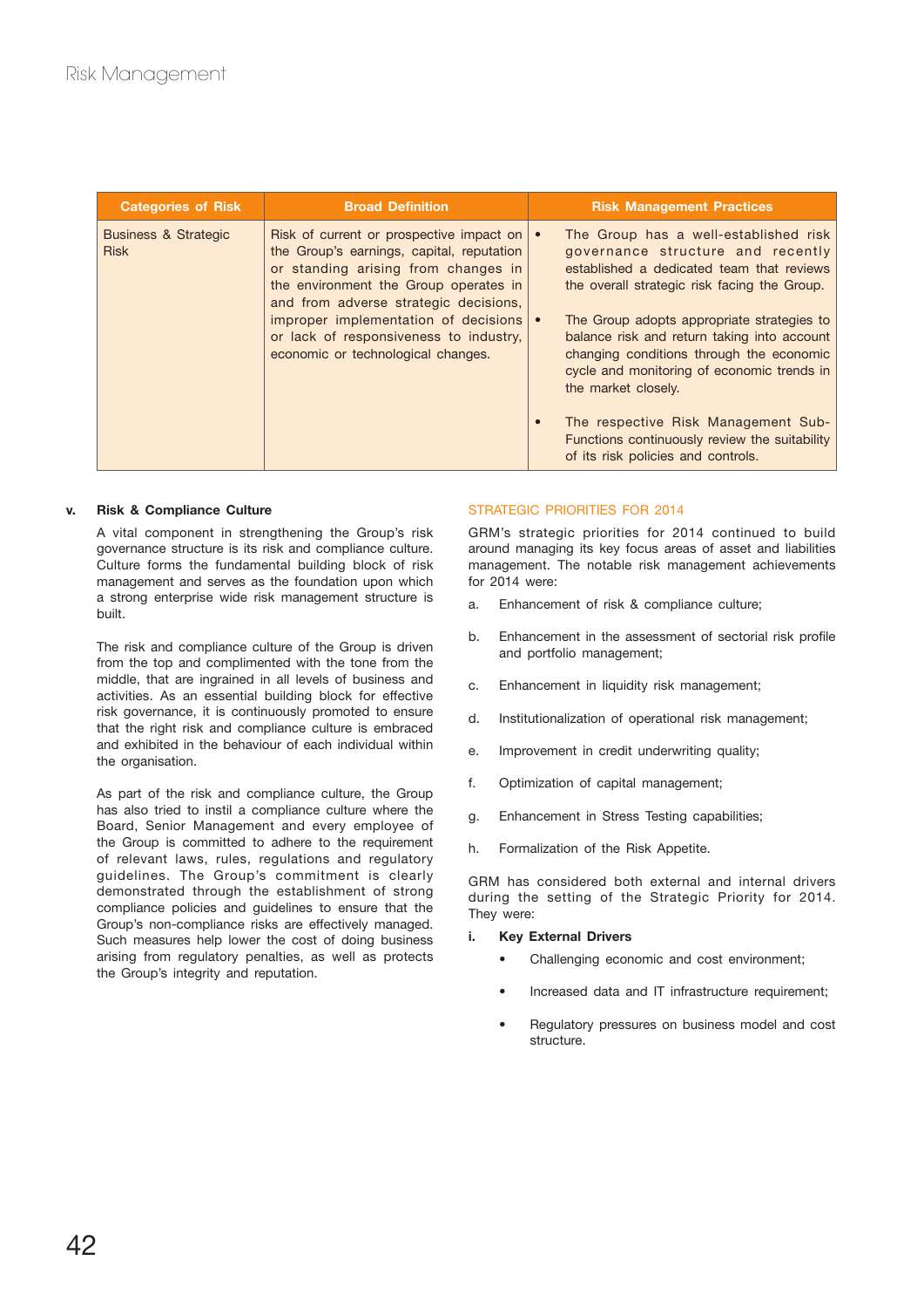| Categories of Risk | Broad Definition | Risk Management Practices |
|---|---|---|
| Business & Strategic Risk | Risk of current or prospective impact on the Group's earnings, capital, reputation or standing arising from changes in the environment the Group operates in and from adverse strategic decisions, improper implementation of decisions or lack of responsiveness to industry, economic or technological changes. | • The Group has a well-established risk governance structure and recently established a dedicated team that reviews the overall strategic risk facing the Group.<br>• The Group adopts appropriate strategies to balance risk and return taking into account changing conditions through the economic cycle and monitoring of economic trends in the market closely.<br>• The respective Risk Management Sub-Functions continuously review the suitability of its risk policies and controls. |

**v. Risk & Compliance Culture**

A vital component in strengthening the Group's risk governance structure is its risk and compliance culture. Culture forms the fundamental building block of risk management and serves as the foundation upon which a strong enterprise wide risk management structure is built.

The risk and compliance culture of the Group is driven from the top and complimented with the tone from the middle, that are ingrained in all levels of business and activities. As an essential building block for effective risk governance, it is continuously promoted to ensure that the right risk and compliance culture is embraced and exhibited in the behaviour of each individual within the organisation.

As part of the risk and compliance culture, the Group has also tried to instil a compliance culture where the Board, Senior Management and every employee of the Group is committed to adhere to the requirement of relevant laws, rules, regulations and regulatory guidelines. The Group's commitment is clearly demonstrated through the establishment of strong compliance policies and guidelines to ensure that the Group's non-compliance risks are effectively managed. Such measures help lower the cost of doing business arising from regulatory penalties, as well as protects the Group's integrity and reputation.

## STRATEGIC PRIORITIES FOR 2014

GRM's strategic priorities for 2014 continued to build around managing its key focus areas of asset and liabilities management. The notable risk management achievements for 2014 were:

a. Enhancement of risk & compliance culture;

b. Enhancement in the assessment of sectorial risk profile and portfolio management;

c. Enhancement in liquidity risk management;

d. Institutionalization of operational risk management;

e. Improvement in credit underwriting quality;

f. Optimization of capital management;

g. Enhancement in Stress Testing capabilities;

h. Formalization of the Risk Appetite.

GRM has considered both external and internal drivers during the setting of the Strategic Priority for 2014. They were:

**i. Key External Drivers**

- Challenging economic and cost environment;
- Increased data and IT infrastructure requirement;
- Regulatory pressures on business model and cost structure.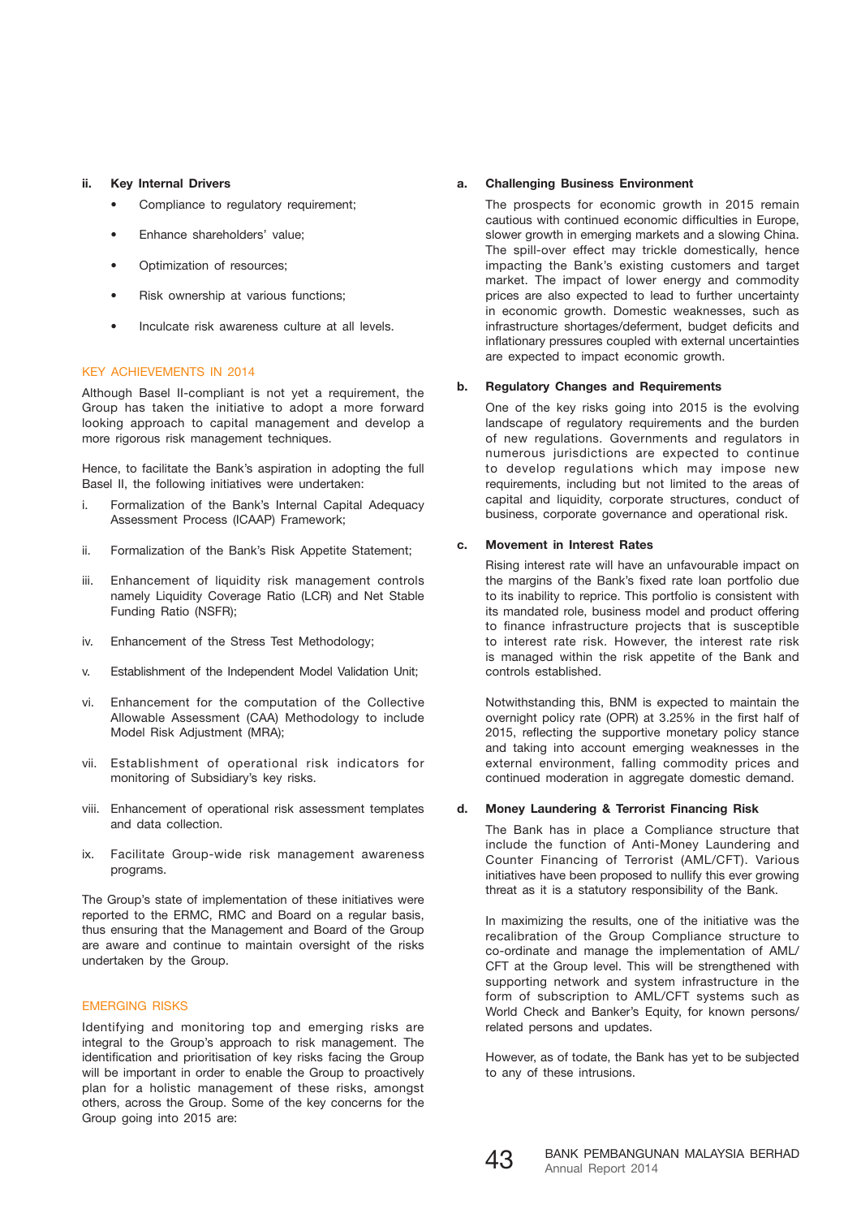### ii. Key Internal Drivers

- Compliance to regulatory requirement;
- Enhance shareholders' value;
- Optimization of resources;
- Risk ownership at various functions;
- Inculcate risk awareness culture at all levels.

## KEY ACHIEVEMENTS IN 2014

Although Basel II-compliant is not yet a requirement, the Group has taken the initiative to adopt a more forward looking approach to capital management and develop a more rigorous risk management techniques.

Hence, to facilitate the Bank's aspiration in adopting the full Basel II, the following initiatives were undertaken:

i. Formalization of the Bank's Internal Capital Adequacy Assessment Process (ICAAP) Framework;

ii. Formalization of the Bank's Risk Appetite Statement;

iii. Enhancement of liquidity risk management controls namely Liquidity Coverage Ratio (LCR) and Net Stable Funding Ratio (NSFR);

iv. Enhancement of the Stress Test Methodology;

v. Establishment of the Independent Model Validation Unit;

vi. Enhancement for the computation of the Collective Allowable Assessment (CAA) Methodology to include Model Risk Adjustment (MRA);

vii. Establishment of operational risk indicators for monitoring of Subsidiary's key risks.

viii. Enhancement of operational risk assessment templates and data collection.

ix. Facilitate Group-wide risk management awareness programs.

The Group's state of implementation of these initiatives were reported to the ERMC, RMC and Board on a regular basis, thus ensuring that the Management and Board of the Group are aware and continue to maintain oversight of the risks undertaken by the Group.

## EMERGING RISKS

Identifying and monitoring top and emerging risks are integral to the Group's approach to risk management. The identification and prioritisation of key risks facing the Group will be important in order to enable the Group to proactively plan for a holistic management of these risks, amongst others, across the Group. Some of the key concerns for the Group going into 2015 are:

### a. Challenging Business Environment

The prospects for economic growth in 2015 remain cautious with continued economic difficulties in Europe, slower growth in emerging markets and a slowing China. The spill-over effect may trickle domestically, hence impacting the Bank's existing customers and target market. The impact of lower energy and commodity prices are also expected to lead to further uncertainty in economic growth. Domestic weaknesses, such as infrastructure shortages/deferment, budget deficits and inflationary pressures coupled with external uncertainties are expected to impact economic growth.

### b. Regulatory Changes and Requirements

One of the key risks going into 2015 is the evolving landscape of regulatory requirements and the burden of new regulations. Governments and regulators in numerous jurisdictions are expected to continue to develop regulations which may impose new requirements, including but not limited to the areas of capital and liquidity, corporate structures, conduct of business, corporate governance and operational risk.

### c. Movement in Interest Rates

Rising interest rate will have an unfavourable impact on the margins of the Bank's fixed rate loan portfolio due to its inability to reprice. This portfolio is consistent with its mandated role, business model and product offering to finance infrastructure projects that is susceptible to interest rate risk. However, the interest rate risk is managed within the risk appetite of the Bank and controls established.

Notwithstanding this, BNM is expected to maintain the overnight policy rate (OPR) at 3.25% in the first half of 2015, reflecting the supportive monetary policy stance and taking into account emerging weaknesses in the external environment, falling commodity prices and continued moderation in aggregate domestic demand.

### d. Money Laundering & Terrorist Financing Risk

The Bank has in place a Compliance structure that include the function of Anti-Money Laundering and Counter Financing of Terrorist (AML/CFT). Various initiatives have been proposed to nullify this ever growing threat as it is a statutory responsibility of the Bank.

In maximizing the results, one of the initiative was the recalibration of the Group Compliance structure to co-ordinate and manage the implementation of AML/CFT at the Group level. This will be strengthened with supporting network and system infrastructure in the form of subscription to AML/CFT systems such as World Check and Banker's Equity, for known persons/related persons and updates.

However, as of todate, the Bank has yet to be subjected to any of these intrusions.